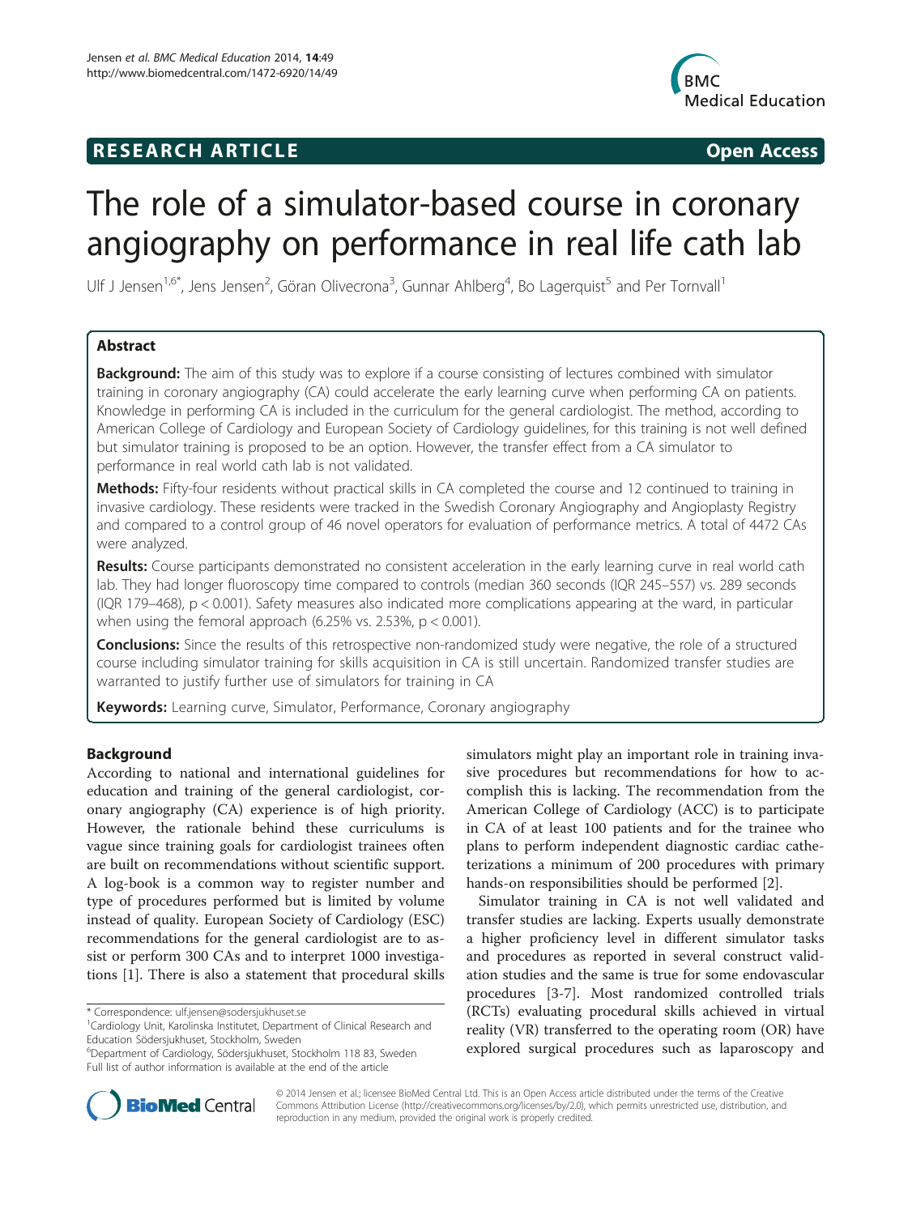**RESEARCH ARTICLE** **Open Access**

# The role of a simulator-based course in coronary angiography on performance in real life cath lab

Ulf J Jensen[1,6*], Jens Jensen[2], Göran Olivecrona[3], Gunnar Ahlberg[4], Bo Lagerquist[5] and Per Tornvall[1]

## Abstract

**Background:** The aim of this study was to explore if a course consisting of lectures combined with simulator training in coronary angiography (CA) could accelerate the early learning curve when performing CA on patients. Knowledge in performing CA is included in the curriculum for the general cardiologist. The method, according to American College of Cardiology and European Society of Cardiology guidelines, for this training is not well defined but simulator training is proposed to be an option. However, the transfer effect from a CA simulator to performance in real world cath lab is not validated.

**Methods:** Fifty-four residents without practical skills in CA completed the course and 12 continued to training in invasive cardiology. These residents were tracked in the Swedish Coronary Angiography and Angioplasty Registry and compared to a control group of 46 novel operators for evaluation of performance metrics. A total of 4472 CAs were analyzed.

**Results:** Course participants demonstrated no consistent acceleration in the early learning curve in real world cath lab. They had longer fluoroscopy time compared to controls (median 360 seconds (IQR 245–557) vs. 289 seconds (IQR 179–468), $p < 0.001$). Safety measures also indicated more complications appearing at the ward, in particular when using the femoral approach (6.25% vs. 2.53%, $p < 0.001$).

**Conclusions:** Since the results of this retrospective non-randomized study were negative, the role of a structured course including simulator training for skills acquisition in CA is still uncertain. Randomized transfer studies are warranted to justify further use of simulators for training in CA

**Keywords:** Learning curve, Simulator, Performance, Coronary angiography

## Background

According to national and international guidelines for education and training of the general cardiologist, coronary angiography (CA) experience is of high priority. However, the rationale behind these curriculums is vague since training goals for cardiologist trainees often are built on recommendations without scientific support. A log-book is a common way to register number and type of procedures performed but is limited by volume instead of quality. European Society of Cardiology (ESC) recommendations for the general cardiologist are to assist or perform 300 CAs and to interpret 1000 investigations [1]. There is also a statement that procedural skills simulators might play an important role in training invasive procedures but recommendations for how to accomplish this is lacking. The recommendation from the American College of Cardiology (ACC) is to participate in CA of at least 100 patients and for the trainee who plans to perform independent diagnostic cardiac catheterizations a minimum of 200 procedures with primary hands-on responsibilities should be performed [2].

Simulator training in CA is not well validated and transfer studies are lacking. Experts usually demonstrate a higher proficiency level in different simulator tasks and procedures as reported in several construct validation studies and the same is true for some endovascular procedures [3-7]. Most randomized controlled trials (RCTs) evaluating procedural skills achieved in virtual reality (VR) transferred to the operating room (OR) have explored surgical procedures such as laparoscopy and

\* Correspondence: ulf.jensen@sodersjukhuset.se
[1]Cardiology Unit, Karolinska Institutet, Department of Clinical Research and Education Södersjukhuset, Stockholm, Sweden
[6]Department of Cardiology, Södersjukhuset, Stockholm 118 83, Sweden
Full list of author information is available at the end of the article

© 2014 Jensen et al.; licensee BioMed Central Ltd. This is an Open Access article distributed under the terms of the Creative Commons Attribution License (http://creativecommons.org/licenses/by/2.0), which permits unrestricted use, distribution, and reproduction in any medium, provided the original work is properly credited.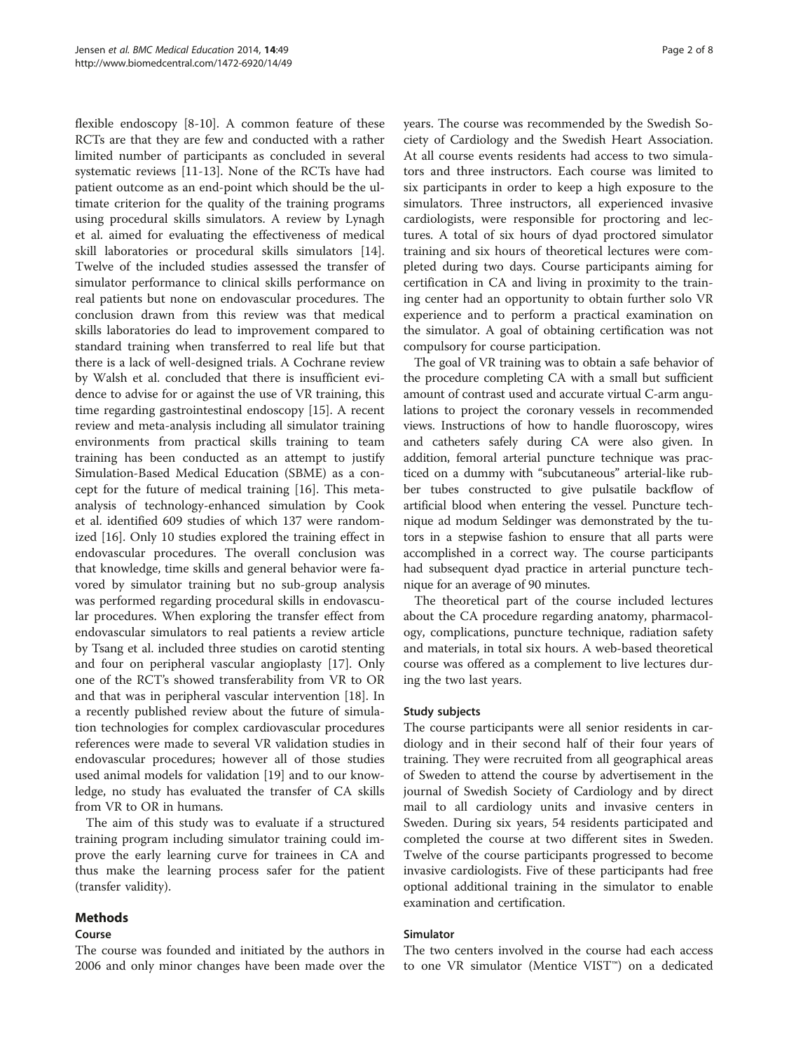flexible endoscopy [8-10]. A common feature of these RCTs are that they are few and conducted with a rather limited number of participants as concluded in several systematic reviews [11-13]. None of the RCTs have had patient outcome as an end-point which should be the ultimate criterion for the quality of the training programs using procedural skills simulators. A review by Lynagh et al. aimed for evaluating the effectiveness of medical skill laboratories or procedural skills simulators [14]. Twelve of the included studies assessed the transfer of simulator performance to clinical skills performance on real patients but none on endovascular procedures. The conclusion drawn from this review was that medical skills laboratories do lead to improvement compared to standard training when transferred to real life but that there is a lack of well-designed trials. A Cochrane review by Walsh et al. concluded that there is insufficient evidence to advise for or against the use of VR training, this time regarding gastrointestinal endoscopy [15]. A recent review and meta-analysis including all simulator training environments from practical skills training to team training has been conducted as an attempt to justify Simulation-Based Medical Education (SBME) as a concept for the future of medical training [16]. This meta-analysis of technology-enhanced simulation by Cook et al. identified 609 studies of which 137 were randomized [16]. Only 10 studies explored the training effect in endovascular procedures. The overall conclusion was that knowledge, time skills and general behavior were favored by simulator training but no sub-group analysis was performed regarding procedural skills in endovascular procedures. When exploring the transfer effect from endovascular simulators to real patients a review article by Tsang et al. included three studies on carotid stenting and four on peripheral vascular angioplasty [17]. Only one of the RCT's showed transferability from VR to OR and that was in peripheral vascular intervention [18]. In a recently published review about the future of simulation technologies for complex cardiovascular procedures references were made to several VR validation studies in endovascular procedures; however all of those studies used animal models for validation [19] and to our knowledge, no study has evaluated the transfer of CA skills from VR to OR in humans.

The aim of this study was to evaluate if a structured training program including simulator training could improve the early learning curve for trainees in CA and thus make the learning process safer for the patient (transfer validity).

## Methods

### Course

The course was founded and initiated by the authors in 2006 and only minor changes have been made over the years. The course was recommended by the Swedish Society of Cardiology and the Swedish Heart Association. At all course events residents had access to two simulators and three instructors. Each course was limited to six participants in order to keep a high exposure to the simulators. Three instructors, all experienced invasive cardiologists, were responsible for proctoring and lectures. A total of six hours of dyad proctored simulator training and six hours of theoretical lectures were completed during two days. Course participants aiming for certification in CA and living in proximity to the training center had an opportunity to obtain further solo VR experience and to perform a practical examination on the simulator. A goal of obtaining certification was not compulsory for course participation.

The goal of VR training was to obtain a safe behavior of the procedure completing CA with a small but sufficient amount of contrast used and accurate virtual C-arm angulations to project the coronary vessels in recommended views. Instructions of how to handle fluoroscopy, wires and catheters safely during CA were also given. In addition, femoral arterial puncture technique was practiced on a dummy with "subcutaneous" arterial-like rubber tubes constructed to give pulsatile backflow of artificial blood when entering the vessel. Puncture technique ad modum Seldinger was demonstrated by the tutors in a stepwise fashion to ensure that all parts were accomplished in a correct way. The course participants had subsequent dyad practice in arterial puncture technique for an average of 90 minutes.

The theoretical part of the course included lectures about the CA procedure regarding anatomy, pharmacology, complications, puncture technique, radiation safety and materials, in total six hours. A web-based theoretical course was offered as a complement to live lectures during the two last years.

### Study subjects

The course participants were all senior residents in cardiology and in their second half of their four years of training. They were recruited from all geographical areas of Sweden to attend the course by advertisement in the journal of Swedish Society of Cardiology and by direct mail to all cardiology units and invasive centers in Sweden. During six years, 54 residents participated and completed the course at two different sites in Sweden. Twelve of the course participants progressed to become invasive cardiologists. Five of these participants had free optional additional training in the simulator to enable examination and certification.

### Simulator

The two centers involved in the course had each access to one VR simulator (Mentice VIST™) on a dedicated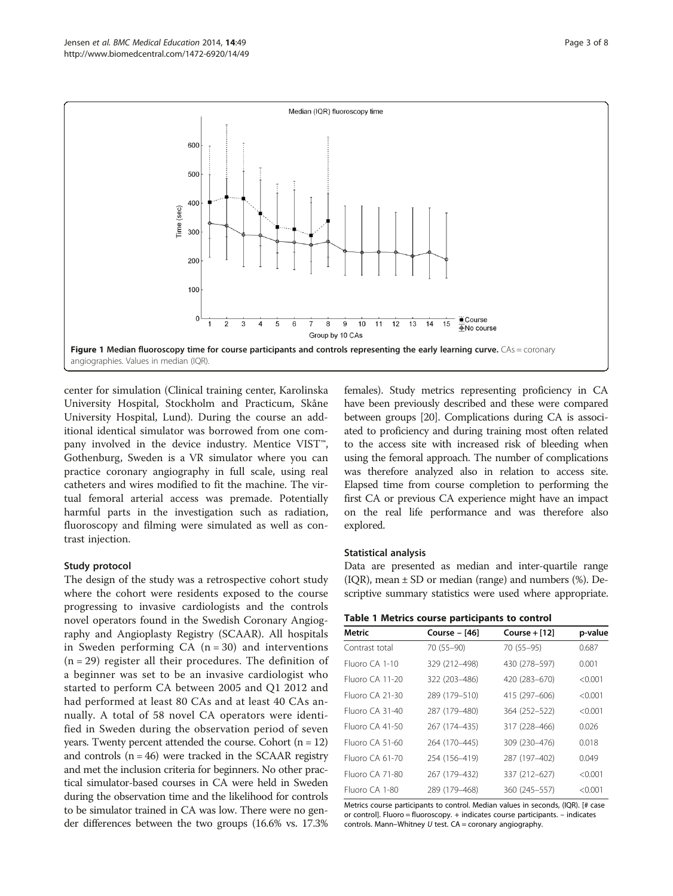**Figure 1 Median fluoroscopy time for course participants and controls representing the early learning curve.** CAs = coronary angiographies. Values in median (IQR).

center for simulation (Clinical training center, Karolinska University Hospital, Stockholm and Practicum, Skåne University Hospital, Lund). During the course an additional identical simulator was borrowed from one company involved in the device industry. Mentice VIST™, Gothenburg, Sweden is a VR simulator where you can practice coronary angiography in full scale, using real catheters and wires modified to fit the machine. The virtual femoral arterial access was premade. Potentially harmful parts in the investigation such as radiation, fluoroscopy and filming were simulated as well as contrast injection.

### Study protocol

The design of the study was a retrospective cohort study where the cohort were residents exposed to the course progressing to invasive cardiologists and the controls novel operators found in the Swedish Coronary Angiography and Angioplasty Registry (SCAAR). All hospitals in Sweden performing CA (n = 30) and interventions (n = 29) register all their procedures. The definition of a beginner was set to be an invasive cardiologist who started to perform CA between 2005 and Q1 2012 and had performed at least 80 CAs and at least 40 CAs annually. A total of 58 novel CA operators were identified in Sweden during the observation period of seven years. Twenty percent attended the course. Cohort (n = 12) and controls (n = 46) were tracked in the SCAAR registry and met the inclusion criteria for beginners. No other practical simulator-based courses in CA were held in Sweden during the observation time and the likelihood for controls to be simulator trained in CA was low. There were no gender differences between the two groups (16.6% vs. 17.3% females). Study metrics representing proficiency in CA have been previously described and these were compared between groups [20]. Complications during CA is associated to proficiency and during training most often related to the access site with increased risk of bleeding when using the femoral approach. The number of complications was therefore analyzed also in relation to access site. Elapsed time from course completion to performing the first CA or previous CA experience might have an impact on the real life performance and was therefore also explored.

### Statistical analysis

Data are presented as median and inter-quartile range (IQR), mean ± SD or median (range) and numbers (%). Descriptive summary statistics were used where appropriate.

**Table 1 Metrics course participants to control**

| Metric | Course – [46] | Course + [12] | p-value |
|---|---|---|---|
| Contrast total | 70 (55–90) | 70 (55–95) | 0.687 |
| Fluoro CA 1-10 | 329 (212–498) | 430 (278–597) | 0.001 |
| Fluoro CA 11-20 | 322 (203–486) | 420 (283–670) | <0.001 |
| Fluoro CA 21-30 | 289 (179–510) | 415 (297–606) | <0.001 |
| Fluoro CA 31-40 | 287 (179–480) | 364 (252–522) | <0.001 |
| Fluoro CA 41-50 | 267 (174–435) | 317 (228–466) | 0.026 |
| Fluoro CA 51-60 | 264 (170–445) | 309 (230–476) | 0.018 |
| Fluoro CA 61-70 | 254 (156–419) | 287 (197–402) | 0.049 |
| Fluoro CA 71-80 | 267 (179–432) | 337 (212–627) | <0.001 |
| Fluoro CA 1-80 | 289 (179–468) | 360 (245–557) | <0.001 |

Metrics course participants to control. Median values in seconds, (IQR). [# case or control]. Fluoro = fluoroscopy. + indicates course participants. – indicates controls. Mann–Whitney *U* test. CA = coronary angiography.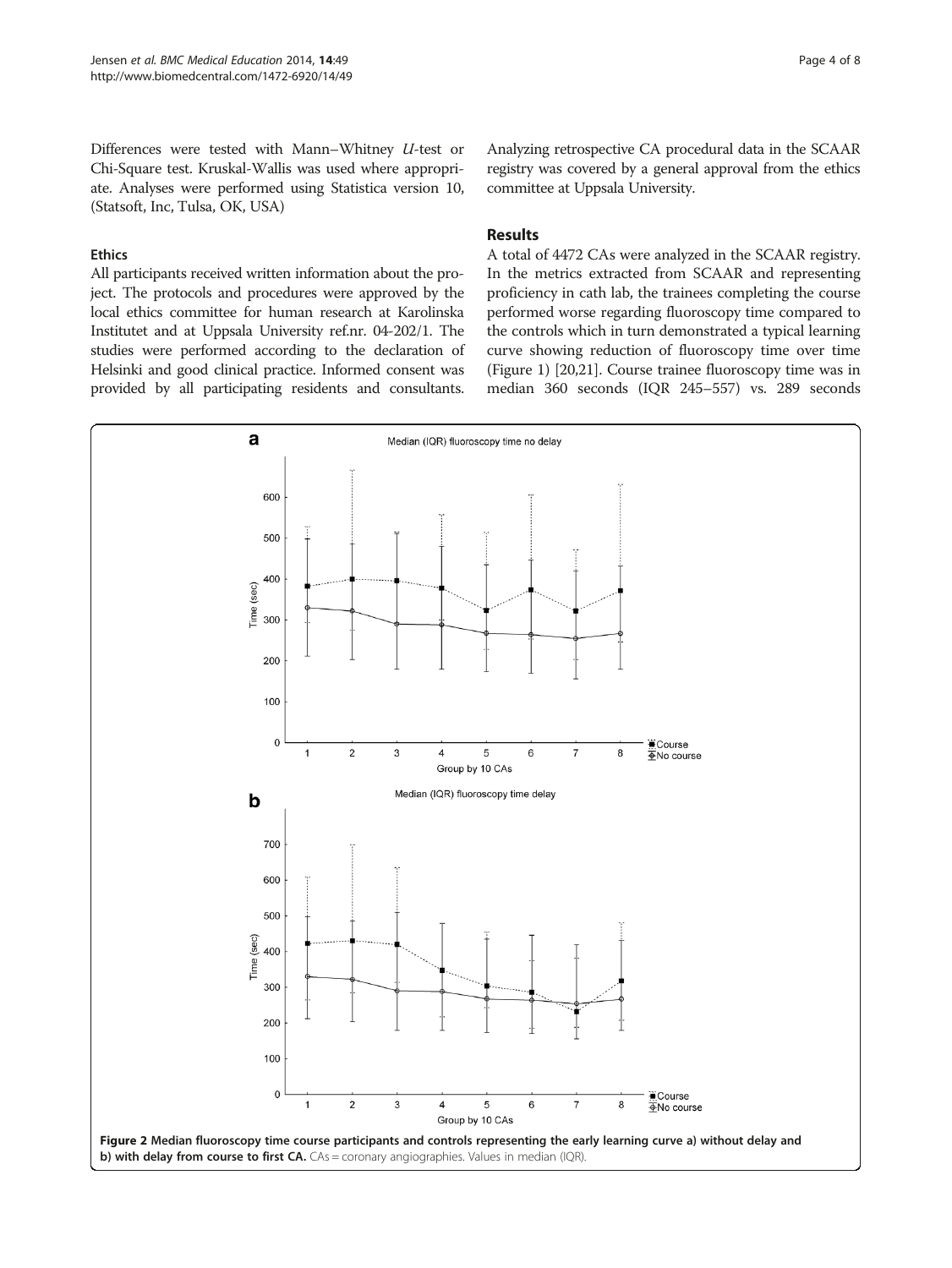Differences were tested with Mann–Whitney *U*-test or Chi-Square test. Kruskal-Wallis was used where appropriate. Analyses were performed using Statistica version 10, (Statsoft, Inc, Tulsa, OK, USA)

### Ethics

All participants received written information about the project. The protocols and procedures were approved by the local ethics committee for human research at Karolinska Institutet and at Uppsala University ref.nr. 04-202/1. The studies were performed according to the declaration of Helsinki and good clinical practice. Informed consent was provided by all participating residents and consultants. Analyzing retrospective CA procedural data in the SCAAR registry was covered by a general approval from the ethics committee at Uppsala University.

## Results

A total of 4472 CAs were analyzed in the SCAAR registry. In the metrics extracted from SCAAR and representing proficiency in cath lab, the trainees completing the course performed worse regarding fluoroscopy time compared to the controls which in turn demonstrated a typical learning curve showing reduction of fluoroscopy time over time (Figure 1) [20,21]. Course trainee fluoroscopy time was in median 360 seconds (IQR 245–557) vs. 289 seconds

**Figure 2 Median fluoroscopy time course participants and controls representing the early learning curve a) without delay and b) with delay from course to first CA.** CAs = coronary angiographies. Values in median (IQR).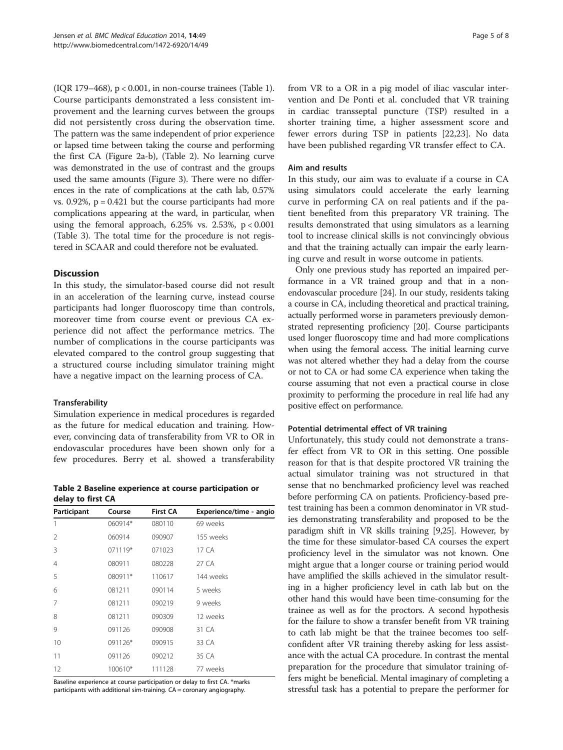(IQR 179–468), $p < 0.001$, in non-course trainees (Table 1). Course participants demonstrated a less consistent improvement and the learning curves between the groups did not persistently cross during the observation time. The pattern was the same independent of prior experience or lapsed time between taking the course and performing the first CA (Figure 2a-b), (Table 2). No learning curve was demonstrated in the use of contrast and the groups used the same amounts (Figure 3). There were no differences in the rate of complications at the cath lab, 0.57% vs. 0.92%, $p = 0.421$ but the course participants had more complications appearing at the ward, in particular, when using the femoral approach, 6.25% vs. 2.53%, $p < 0.001$ (Table 3). The total time for the procedure is not registered in SCAAR and could therefore not be evaluated.

## Discussion

In this study, the simulator-based course did not result in an acceleration of the learning curve, instead course participants had longer fluoroscopy time than controls, moreover time from course event or previous CA experience did not affect the performance metrics. The number of complications in the course participants was elevated compared to the control group suggesting that a structured course including simulator training might have a negative impact on the learning process of CA.

### Transferability

Simulation experience in medical procedures is regarded as the future for medical education and training. However, convincing data of transferability from VR to OR in endovascular procedures have been shown only for a few procedures. Berry et al. showed a transferability from VR to a OR in a pig model of iliac vascular intervention and De Ponti et al. concluded that VR training in cardiac transseptal puncture (TSP) resulted in a shorter training time, a higher assessment score and fewer errors during TSP in patients [22,23]. No data have been published regarding VR transfer effect to CA.

**Table 2 Baseline experience at course participation or delay to first CA**

| Participant | Course | First CA | Experience/time - angio |
|---|---|---|---|
| 1 | 060914* | 080110 | 69 weeks |
| 2 | 060914 | 090907 | 155 weeks |
| 3 | 071119* | 071023 | 17 CA |
| 4 | 080911 | 080228 | 27 CA |
| 5 | 080911* | 110617 | 144 weeks |
| 6 | 081211 | 090114 | 5 weeks |
| 7 | 081211 | 090219 | 9 weeks |
| 8 | 081211 | 090309 | 12 weeks |
| 9 | 091126 | 090908 | 31 CA |
| 10 | 091126* | 090915 | 33 CA |
| 11 | 091126 | 090212 | 35 CA |
| 12 | 100610* | 111128 | 77 weeks |

Baseline experience at course participation or delay to first CA. *marks participants with additional sim-training. CA = coronary angiography.

### Aim and results

In this study, our aim was to evaluate if a course in CA using simulators could accelerate the early learning curve in performing CA on real patients and if the patient benefited from this preparatory VR training. The results demonstrated that using simulators as a learning tool to increase clinical skills is not convincingly obvious and that the training actually can impair the early learning curve and result in worse outcome in patients.

Only one previous study has reported an impaired performance in a VR trained group and that in a non-endovascular procedure [24]. In our study, residents taking a course in CA, including theoretical and practical training, actually performed worse in parameters previously demonstrated representing proficiency [20]. Course participants used longer fluoroscopy time and had more complications when using the femoral access. The initial learning curve was not altered whether they had a delay from the course or not to CA or had some CA experience when taking the course assuming that not even a practical course in close proximity to performing the procedure in real life had any positive effect on performance.

### Potential detrimental effect of VR training

Unfortunately, this study could not demonstrate a transfer effect from VR to OR in this setting. One possible reason for that is that despite proctored VR training the actual simulator training was not structured in that sense that no benchmarked proficiency level was reached before performing CA on patients. Proficiency-based pretest training has been a common denominator in VR studies demonstrating transferability and proposed to be the paradigm shift in VR skills training [9,25]. However, by the time for these simulator-based CA courses the expert proficiency level in the simulator was not known. One might argue that a longer course or training period would have amplified the skills achieved in the simulator resulting in a higher proficiency level in cath lab but on the other hand this would have been time-consuming for the trainee as well as for the proctors. A second hypothesis for the failure to show a transfer benefit from VR training to cath lab might be that the trainee becomes too self-confident after VR training thereby asking for less assistance with the actual CA procedure. In contrast the mental preparation for the procedure that simulator training offers might be beneficial. Mental imaginary of completing a stressful task has a potential to prepare the performer for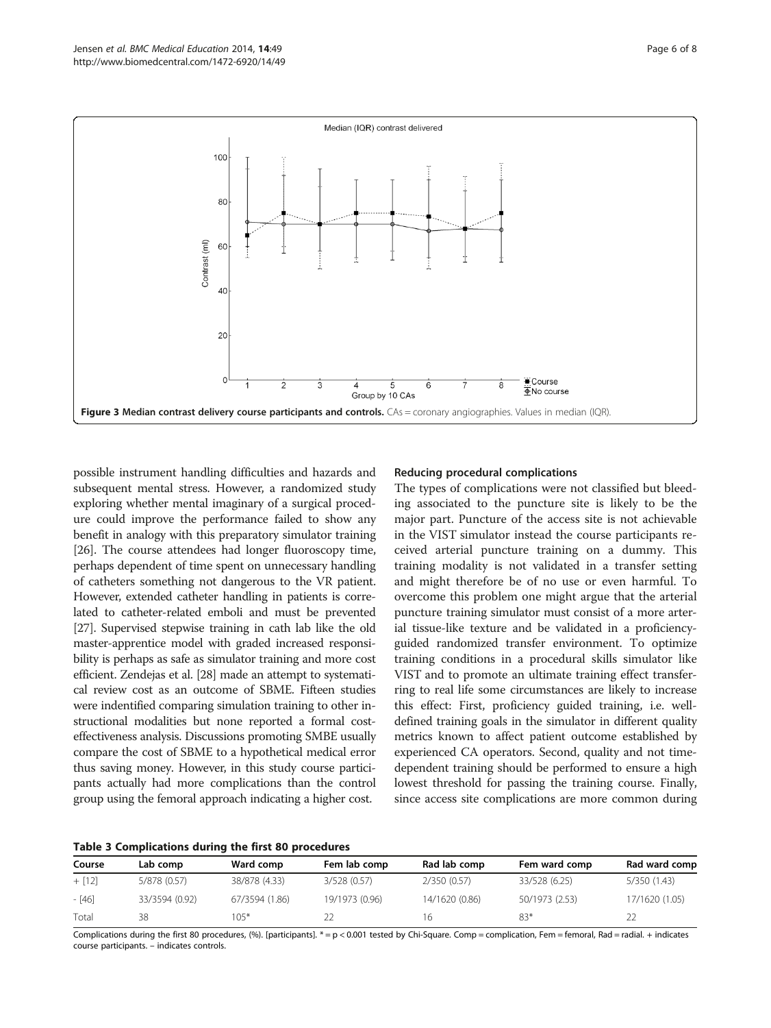**Figure 3 Median contrast delivery course participants and controls.** CAs = coronary angiographies. Values in median (IQR).

possible instrument handling difficulties and hazards and subsequent mental stress. However, a randomized study exploring whether mental imaginary of a surgical procedure could improve the performance failed to show any benefit in analogy with this preparatory simulator training [26]. The course attendees had longer fluoroscopy time, perhaps dependent of time spent on unnecessary handling of catheters something not dangerous to the VR patient. However, extended catheter handling in patients is correlated to catheter-related emboli and must be prevented [27]. Supervised stepwise training in cath lab like the old master-apprentice model with graded increased responsibility is perhaps as safe as simulator training and more cost efficient. Zendejas et al. [28] made an attempt to systematical review cost as an outcome of SBME. Fifteen studies were indentified comparing simulation training to other instructional modalities but none reported a formal cost-effectiveness analysis. Discussions promoting SMBE usually compare the cost of SBME to a hypothetical medical error thus saving money. However, in this study course participants actually had more complications than the control group using the femoral approach indicating a higher cost.

#### Reducing procedural complications

The types of complications were not classified but bleeding associated to the puncture site is likely to be the major part. Puncture of the access site is not achievable in the VIST simulator instead the course participants received arterial puncture training on a dummy. This training modality is not validated in a transfer setting and might therefore be of no use or even harmful. To overcome this problem one might argue that the arterial puncture training simulator must consist of a more arterial tissue-like texture and be validated in a proficiency-guided randomized transfer environment. To optimize training conditions in a procedural skills simulator like VIST and to promote an ultimate training effect transferring to real life some circumstances are likely to increase this effect: First, proficiency guided training, i.e. well-defined training goals in the simulator in different quality metrics known to affect patient outcome established by experienced CA operators. Second, quality and not time-dependent training should be performed to ensure a high lowest threshold for passing the training course. Finally, since access site complications are more common during

**Table 3 Complications during the first 80 procedures**

| Course | Lab comp | Ward comp | Fem lab comp | Rad lab comp | Fem ward comp | Rad ward comp |
|---|---|---|---|---|---|---|
| + [12] | 5/878 (0.57) | 38/878 (4.33) | 3/528 (0.57) | 2/350 (0.57) | 33/528 (6.25) | 5/350 (1.43) |
| - [46] | 33/3594 (0.92) | 67/3594 (1.86) | 19/1973 (0.96) | 14/1620 (0.86) | 50/1973 (2.53) | 17/1620 (1.05) |
| Total | 38 | 105* | 22 | 16 | 83* | 22 |

Complications during the first 80 procedures, (%). [participants]. * = $p < 0.001$ tested by Chi-Square. Comp = complication, Fem = femoral, Rad = radial. + indicates course participants. − indicates controls.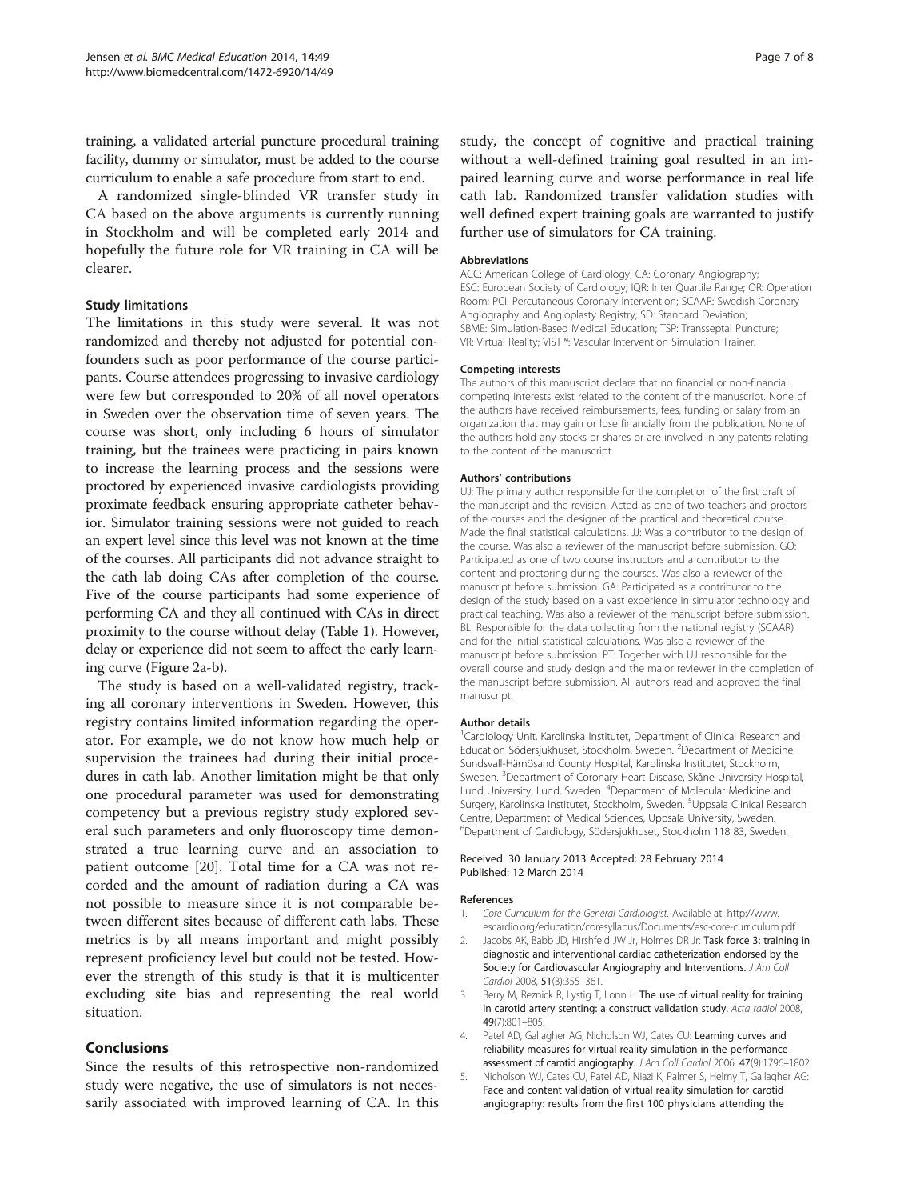training, a validated arterial puncture procedural training facility, dummy or simulator, must be added to the course curriculum to enable a safe procedure from start to end.

A randomized single-blinded VR transfer study in CA based on the above arguments is currently running in Stockholm and will be completed early 2014 and hopefully the future role for VR training in CA will be clearer.

### Study limitations

The limitations in this study were several. It was not randomized and thereby not adjusted for potential confounders such as poor performance of the course participants. Course attendees progressing to invasive cardiology were few but corresponded to 20% of all novel operators in Sweden over the observation time of seven years. The course was short, only including 6 hours of simulator training, but the trainees were practicing in pairs known to increase the learning process and the sessions were proctored by experienced invasive cardiologists providing proximate feedback ensuring appropriate catheter behavior. Simulator training sessions were not guided to reach an expert level since this level was not known at the time of the courses. All participants did not advance straight to the cath lab doing CAs after completion of the course. Five of the course participants had some experience of performing CA and they all continued with CAs in direct proximity to the course without delay (Table 1). However, delay or experience did not seem to affect the early learning curve (Figure 2a-b).

The study is based on a well-validated registry, tracking all coronary interventions in Sweden. However, this registry contains limited information regarding the operator. For example, we do not know how much help or supervision the trainees had during their initial procedures in cath lab. Another limitation might be that only one procedural parameter was used for demonstrating competency but a previous registry study explored several such parameters and only fluoroscopy time demonstrated a true learning curve and an association to patient outcome [20]. Total time for a CA was not recorded and the amount of radiation during a CA was not possible to measure since it is not comparable between different sites because of different cath labs. These metrics is by all means important and might possibly represent proficiency level but could not be tested. However the strength of this study is that it is multicenter excluding site bias and representing the real world situation.

## Conclusions

Since the results of this retrospective non-randomized study were negative, the use of simulators is not necessarily associated with improved learning of CA. In this study, the concept of cognitive and practical training without a well-defined training goal resulted in an impaired learning curve and worse performance in real life cath lab. Randomized transfer validation studies with well defined expert training goals are warranted to justify further use of simulators for CA training.

#### Abbreviations

ACC: American College of Cardiology; CA: Coronary Angiography; ESC: European Society of Cardiology; IQR: Inter Quartile Range; OR: Operation Room; PCI: Percutaneous Coronary Intervention; SCAAR: Swedish Coronary Angiography and Angioplasty Registry; SD: Standard Deviation; SBME: Simulation-Based Medical Education; TSP: Transseptal Puncture; VR: Virtual Reality; VIST™: Vascular Intervention Simulation Trainer.

#### Competing interests

The authors of this manuscript declare that no financial or non-financial competing interests exist related to the content of the manuscript. None of the authors have received reimbursements, fees, funding or salary from an organization that may gain or lose financially from the publication. None of the authors hold any stocks or shares or are involved in any patents relating to the content of the manuscript.

#### Authors' contributions

UJ: The primary author responsible for the completion of the first draft of the manuscript and the revision. Acted as one of two teachers and proctors of the courses and the designer of the practical and theoretical course. Made the final statistical calculations. JJ: Was a contributor to the design of the course. Was also a reviewer of the manuscript before submission. GO: Participated as one of two course instructors and a contributor to the content and proctoring during the courses. Was also a reviewer of the manuscript before submission. GA: Participated as a contributor to the design of the study based on a vast experience in simulator technology and practical teaching. Was also a reviewer of the manuscript before submission. BL: Responsible for the data collecting from the national registry (SCAAR) and for the initial statistical calculations. Was also a reviewer of the manuscript before submission. PT: Together with UJ responsible for the overall course and study design and the major reviewer in the completion of the manuscript before submission. All authors read and approved the final manuscript.

#### Author details

[1]Cardiology Unit, Karolinska Institutet, Department of Clinical Research and Education Södersjukhuset, Stockholm, Sweden. [2]Department of Medicine, Sundsvall-Härnösand County Hospital, Karolinska Institutet, Stockholm, Sweden. [3]Department of Coronary Heart Disease, Skåne University Hospital, Lund University, Lund, Sweden. [4]Department of Molecular Medicine and Surgery, Karolinska Institutet, Stockholm, Sweden. [5]Uppsala Clinical Research Centre, Department of Medical Sciences, Uppsala University, Sweden. [6]Department of Cardiology, Södersjukhuset, Stockholm 118 83, Sweden.

Received: 30 January 2013 Accepted: 28 February 2014
Published: 12 March 2014

#### References

1. *Core Curriculum for the General Cardiologist.* Available at: http://www.escardio.org/education/coresyllabus/Documents/esc-core-curriculum.pdf.
2. Jacobs AK, Babb JD, Hirshfeld JW Jr, Holmes DR Jr: **Task force 3: training in diagnostic and interventional cardiac catheterization endorsed by the Society for Cardiovascular Angiography and Interventions.** *J Am Coll Cardiol* 2008, **51**(3):355–361.
3. Berry M, Reznick R, Lystig T, Lonn L: **The use of virtual reality for training in carotid artery stenting: a construct validation study.** *Acta radiol* 2008, **49**(7):801–805.
4. Patel AD, Gallagher AG, Nicholson WJ, Cates CU: **Learning curves and reliability measures for virtual reality simulation in the performance assessment of carotid angiography.** *J Am Coll Cardiol* 2006, **47**(9):1796–1802.
5. Nicholson WJ, Cates CU, Patel AD, Niazi K, Palmer S, Helmy T, Gallagher AG: **Face and content validation of virtual reality simulation for carotid angiography: results from the first 100 physicians attending the**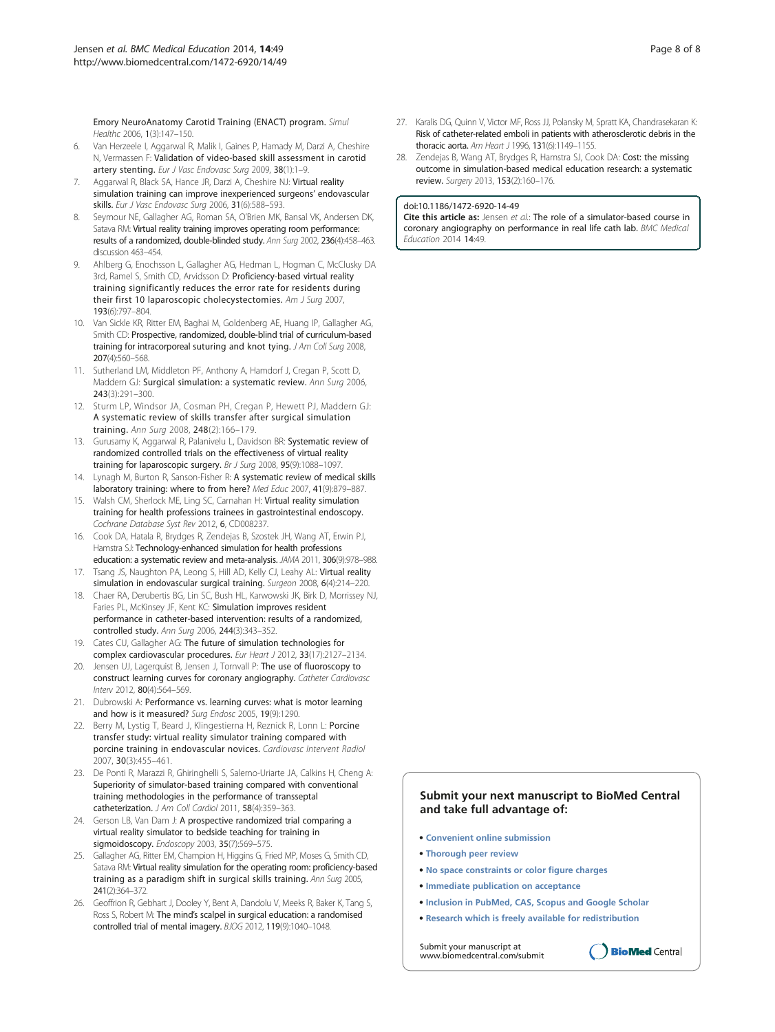Emory NeuroAnatomy Carotid Training (ENACT) program. *Simul Healthc* 2006, **1**(3):147–150.

6. Van Herzeele I, Aggarwal R, Malik I, Gaines P, Hamady M, Darzi A, Cheshire N, Vermassen F: **Validation of video-based skill assessment in carotid artery stenting.** *Eur J Vasc Endovasc Surg* 2009, **38**(1):1–9.
7. Aggarwal R, Black SA, Hance JR, Darzi A, Cheshire NJ: **Virtual reality simulation training can improve inexperienced surgeons' endovascular skills.** *Eur J Vasc Endovasc Surg* 2006, **31**(6):588–593.
8. Seymour NE, Gallagher AG, Roman SA, O'Brien MK, Bansal VK, Andersen DK, Satava RM: **Virtual reality training improves operating room performance: results of a randomized, double-blinded study.** *Ann Surg* 2002, **236**(4):458–463. discussion 463–454.
9. Ahlberg G, Enochsson L, Gallagher AG, Hedman L, Hogman C, McClusky DA 3rd, Ramel S, Smith CD, Arvidsson D: **Proficiency-based virtual reality training significantly reduces the error rate for residents during their first 10 laparoscopic cholecystectomies.** *Am J Surg* 2007, **193**(6):797–804.
10. Van Sickle KR, Ritter EM, Baghai M, Goldenberg AE, Huang IP, Gallagher AG, Smith CD: **Prospective, randomized, double-blind trial of curriculum-based training for intracorporeal suturing and knot tying.** *J Am Coll Surg* 2008, **207**(4):560–568.
11. Sutherland LM, Middleton PF, Anthony A, Hamdorf J, Cregan P, Scott D, Maddern GJ: **Surgical simulation: a systematic review.** *Ann Surg* 2006, **243**(3):291–300.
12. Sturm LP, Windsor JA, Cosman PH, Cregan P, Hewett PJ, Maddern GJ: **A systematic review of skills transfer after surgical simulation training.** *Ann Surg* 2008, **248**(2):166–179.
13. Gurusamy K, Aggarwal R, Palanivelu L, Davidson BR: **Systematic review of randomized controlled trials on the effectiveness of virtual reality training for laparoscopic surgery.** *Br J Surg* 2008, **95**(9):1088–1097.
14. Lynagh M, Burton R, Sanson-Fisher R: **A systematic review of medical skills laboratory training: where to from here?** *Med Educ* 2007, **41**(9):879–887.
15. Walsh CM, Sherlock ME, Ling SC, Carnahan H: **Virtual reality simulation training for health professions trainees in gastrointestinal endoscopy.** *Cochrane Database Syst Rev* 2012, **6**, CD008237.
16. Cook DA, Hatala R, Brydges R, Zendejas B, Szostek JH, Wang AT, Erwin PJ, Hamstra SJ: **Technology-enhanced simulation for health professions education: a systematic review and meta-analysis.** *JAMA* 2011, **306**(9):978–988.
17. Tsang JS, Naughton PA, Leong S, Hill AD, Kelly CJ, Leahy AL: **Virtual reality simulation in endovascular surgical training.** *Surgeon* 2008, **6**(4):214–220.
18. Chaer RA, Derubertis BG, Lin SC, Bush HL, Karwowski JK, Birk D, Morrissey NJ, Faries PL, McKinsey JF, Kent KC: **Simulation improves resident performance in catheter-based intervention: results of a randomized, controlled study.** *Ann Surg* 2006, **244**(3):343–352.
19. Cates CU, Gallagher AG: **The future of simulation technologies for complex cardiovascular procedures.** *Eur Heart J* 2012, **33**(17):2127–2134.
20. Jensen UJ, Lagerquist B, Jensen J, Tornvall P: **The use of fluoroscopy to construct learning curves for coronary angiography.** *Catheter Cardiovasc Interv* 2012, **80**(4):564–569.
21. Dubrowski A: **Performance vs. learning curves: what is motor learning and how is it measured?** *Surg Endosc* 2005, **19**(9):1290.
22. Berry M, Lystig T, Beard J, Klingestierna H, Reznick R, Lonn L: **Porcine transfer study: virtual reality simulator training compared with porcine training in endovascular novices.** *Cardiovasc Intervent Radiol* 2007, **30**(3):455–461.
23. De Ponti R, Marazzi R, Ghiringhelli S, Salerno-Uriarte JA, Calkins H, Cheng A: **Superiority of simulator-based training compared with conventional training methodologies in the performance of transseptal catheterization.** *J Am Coll Cardiol* 2011, **58**(4):359–363.
24. Gerson LB, Van Dam J: **A prospective randomized trial comparing a virtual reality simulator to bedside teaching for training in sigmoidoscopy.** *Endoscopy* 2003, **35**(7):569–575.
25. Gallagher AG, Ritter EM, Champion H, Higgins G, Fried MP, Moses G, Smith CD, Satava RM: **Virtual reality simulation for the operating room: proficiency-based training as a paradigm shift in surgical skills training.** *Ann Surg* 2005, **241**(2):364–372.
26. Geoffrion R, Gebhart J, Dooley Y, Bent A, Dandolu V, Meeks R, Baker K, Tang S, Ross S, Robert M: **The mind's scalpel in surgical education: a randomised controlled trial of mental imagery.** *BJOG* 2012, **119**(9):1040–1048.
27. Karalis DG, Quinn V, Victor MF, Ross JJ, Polansky M, Spratt KA, Chandrasekaran K: **Risk of catheter-related emboli in patients with atherosclerotic debris in the thoracic aorta.** *Am Heart J* 1996, **131**(6):1149–1155.
28. Zendejas B, Wang AT, Brydges R, Hamstra SJ, Cook DA: **Cost: the missing outcome in simulation-based medical education research: a systematic review.** *Surgery* 2013, **153**(2):160–176.

doi:10.1186/1472-6920-14-49

**Cite this article as:** Jensen *et al.*: The role of a simulator-based course in coronary angiography on performance in real life cath lab. *BMC Medical Education* 2014 **14**:49.

**Submit your next manuscript to BioMed Central and take full advantage of:**

- **Convenient online submission**
- **Thorough peer review**
- **No space constraints or color figure charges**
- **Immediate publication on acceptance**
- **Inclusion in PubMed, CAS, Scopus and Google Scholar**
- **Research which is freely available for redistribution**

Submit your manuscript at
www.biomedcentral.com/submit

BioMed Central